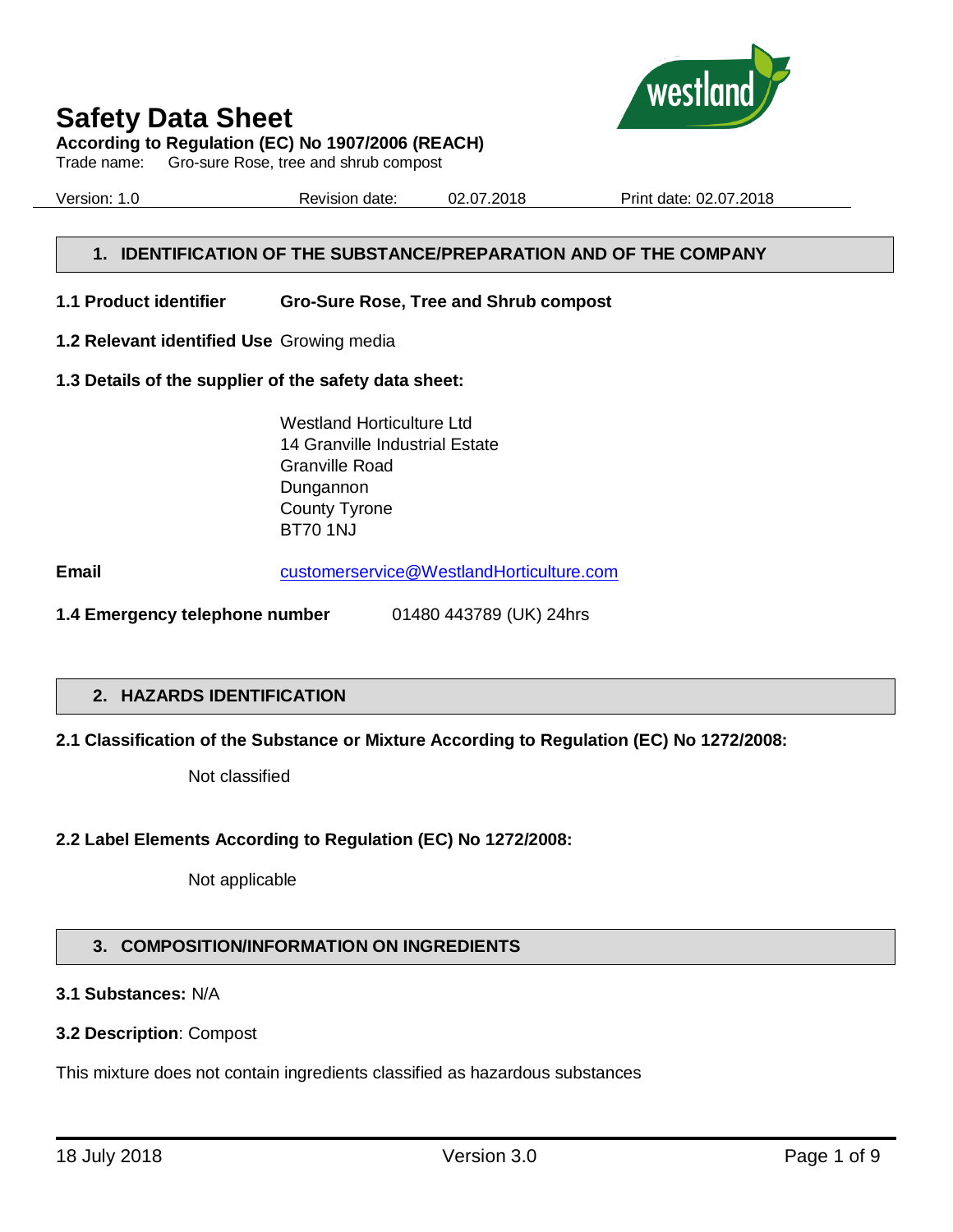# Safety Data Sheet

**According to Regulation (EC) No 1907/2006 (REACH)**

Trade name: Gro-sure Rose, tree and shrub compost

Version: 1.0 Revision date: 02.07.2018 Print date: 02.07.2018

## 1. IDENTIFICATION OF THE SUBSTANCE/PREPARATION AND OF THE COMPANY

**1.1 Product identifier** **Gro-Sure Rose, Tree and Shrub compost**

**1.2 Relevant identified Use** Growing media

**1.3 Details of the supplier of the safety data sheet:**

Westland Horticulture Ltd
14 Granville Industrial Estate
Granville Road
Dungannon
County Tyrone
BT70 1NJ

**Email** customerservice@WestlandHorticulture.com

**1.4 Emergency telephone number** 01480 443789 (UK) 24hrs

## 2. HAZARDS IDENTIFICATION

**2.1 Classification of the Substance or Mixture According to Regulation (EC) No 1272/2008:**

Not classified

**2.2 Label Elements According to Regulation (EC) No 1272/2008:**

Not applicable

## 3. COMPOSITION/INFORMATION ON INGREDIENTS

**3.1 Substances:** N/A

**3.2 Description**: Compost

This mixture does not contain ingredients classified as hazardous substances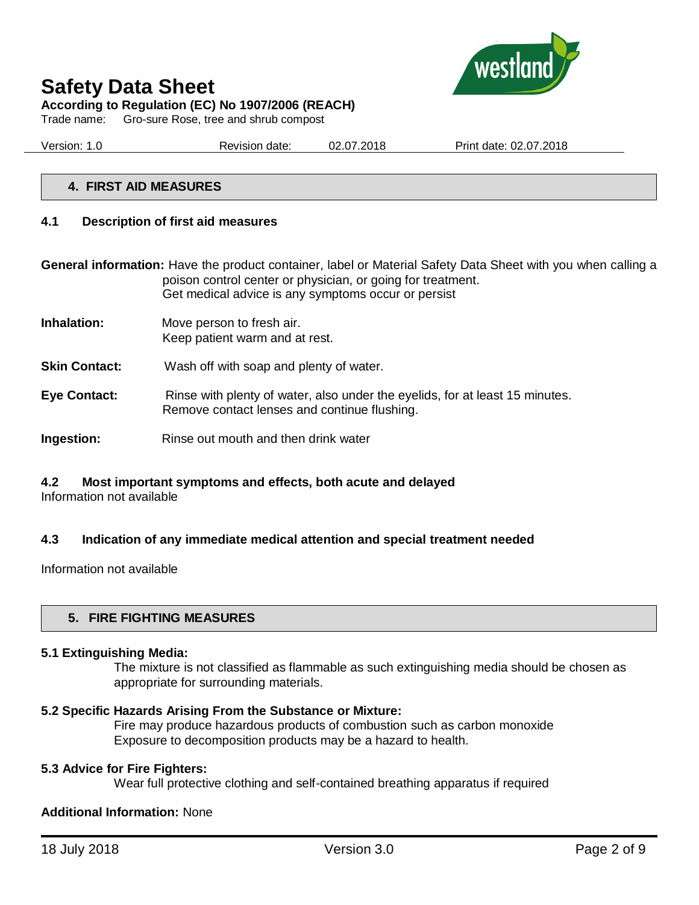## 4. FIRST AID MEASURES

### 4.1 Description of first aid measures

**General information:** Have the product container, label or Material Safety Data Sheet with you when calling a poison control center or physician, or going for treatment.
Get medical advice is any symptoms occur or persist

**Inhalation:** Move person to fresh air.
Keep patient warm and at rest.

**Skin Contact:** Wash off with soap and plenty of water.

**Eye Contact:** Rinse with plenty of water, also under the eyelids, for at least 15 minutes.
Remove contact lenses and continue flushing.

**Ingestion:** Rinse out mouth and then drink water

### 4.2 Most important symptoms and effects, both acute and delayed

Information not available

### 4.3 Indication of any immediate medical attention and special treatment needed

Information not available

## 5. FIRE FIGHTING MEASURES

**5.1 Extinguishing Media:**

The mixture is not classified as flammable as such extinguishing media should be chosen as appropriate for surrounding materials.

**5.2 Specific Hazards Arising From the Substance or Mixture:**

Fire may produce hazardous products of combustion such as carbon monoxide
Exposure to decomposition products may be a hazard to health.

**5.3 Advice for Fire Fighters:**

Wear full protective clothing and self-contained breathing apparatus if required

**Additional Information:** None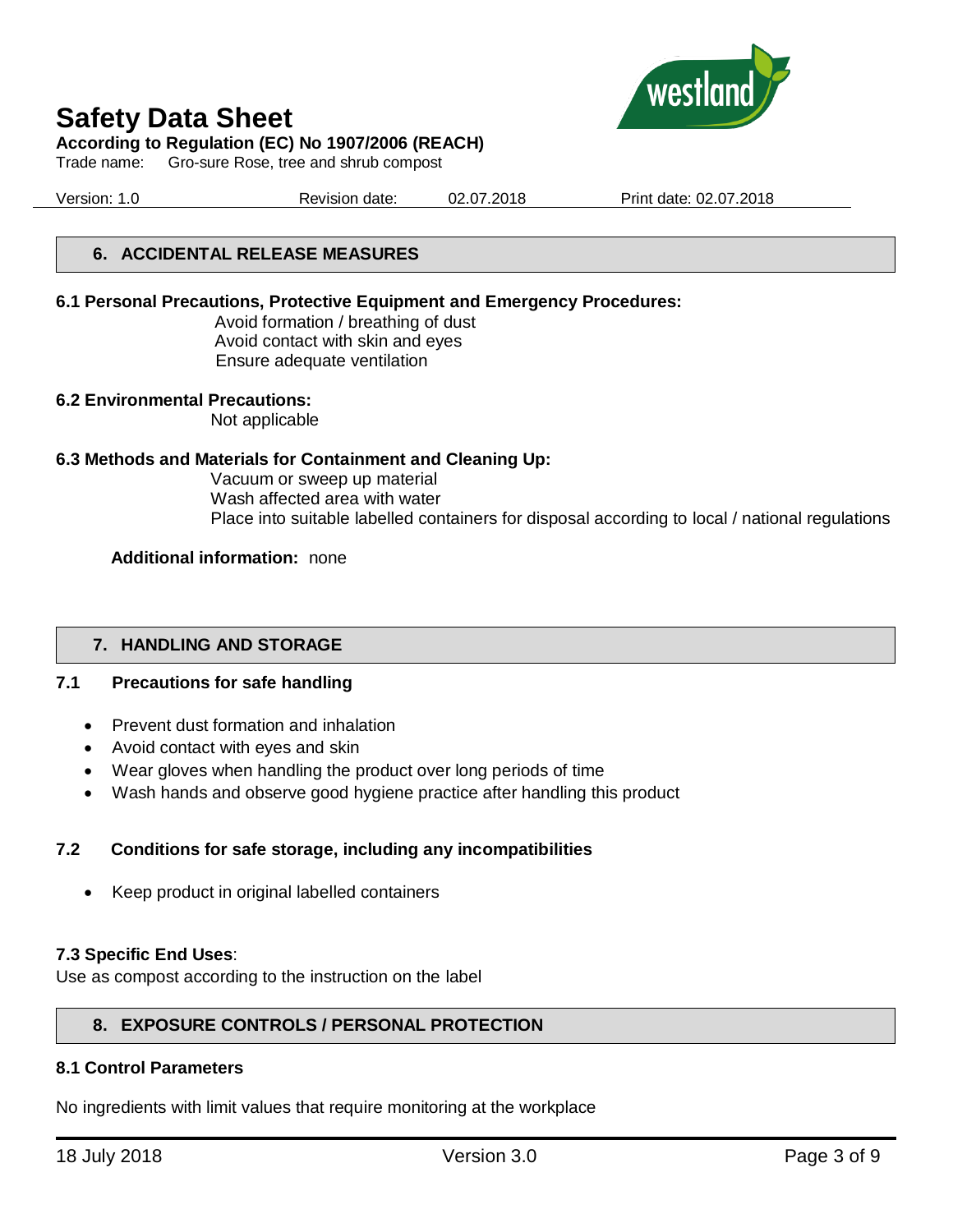## 6. ACCIDENTAL RELEASE MEASURES

**6.1 Personal Precautions, Protective Equipment and Emergency Procedures:**

Avoid formation / breathing of dust
Avoid contact with skin and eyes
Ensure adequate ventilation

**6.2 Environmental Precautions:**

Not applicable

**6.3 Methods and Materials for Containment and Cleaning Up:**

Vacuum or sweep up material
Wash affected area with water
Place into suitable labelled containers for disposal according to local / national regulations

**Additional information:** none

## 7. HANDLING AND STORAGE

### 7.1 Precautions for safe handling

- Prevent dust formation and inhalation
- Avoid contact with eyes and skin
- Wear gloves when handling the product over long periods of time
- Wash hands and observe good hygiene practice after handling this product

### 7.2 Conditions for safe storage, including any incompatibilities

- Keep product in original labelled containers

**7.3 Specific End Uses**:
Use as compost according to the instruction on the label

## 8. EXPOSURE CONTROLS / PERSONAL PROTECTION

**8.1 Control Parameters**

No ingredients with limit values that require monitoring at the workplace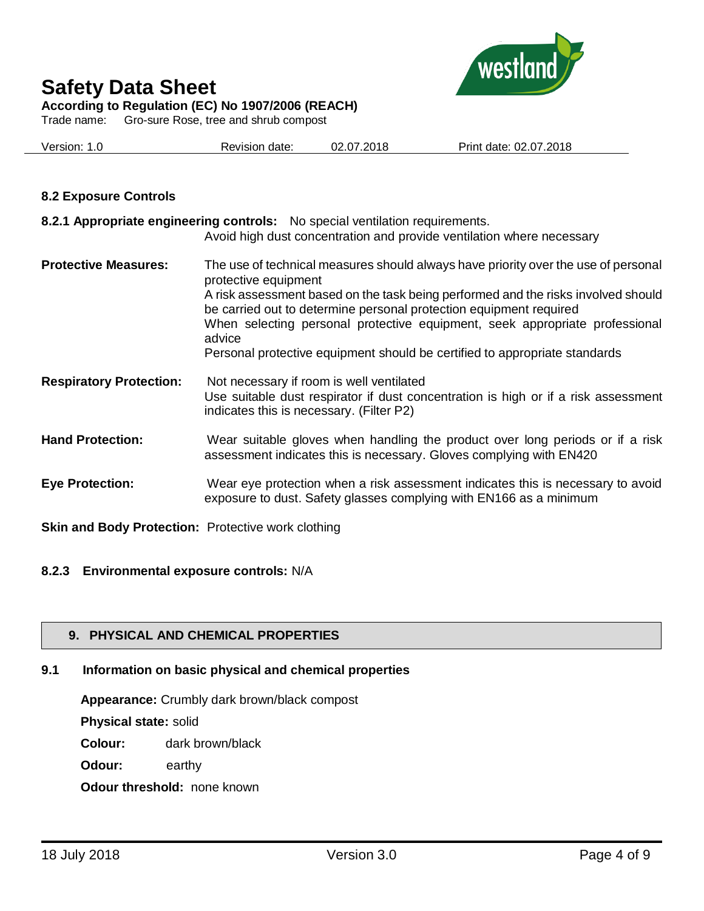### 8.2 Exposure Controls

**8.2.1 Appropriate engineering controls:** No special ventilation requirements.
Avoid high dust concentration and provide ventilation where necessary

**Protective Measures:** The use of technical measures should always have priority over the use of personal protective equipment
A risk assessment based on the task being performed and the risks involved should be carried out to determine personal protection equipment required
When selecting personal protective equipment, seek appropriate professional advice
Personal protective equipment should be certified to appropriate standards

**Respiratory Protection:** Not necessary if room is well ventilated
Use suitable dust respirator if dust concentration is high or if a risk assessment indicates this is necessary. (Filter P2)

**Hand Protection:** Wear suitable gloves when handling the product over long periods or if a risk assessment indicates this is necessary. Gloves complying with EN420

**Eye Protection:** Wear eye protection when a risk assessment indicates this is necessary to avoid exposure to dust. Safety glasses complying with EN166 as a minimum

**Skin and Body Protection:** Protective work clothing

**8.2.3 Environmental exposure controls:** N/A

## 9. PHYSICAL AND CHEMICAL PROPERTIES

### 9.1 Information on basic physical and chemical properties

**Appearance:** Crumbly dark brown/black compost

**Physical state:** solid

**Colour:** dark brown/black

**Odour:** earthy

**Odour threshold:** none known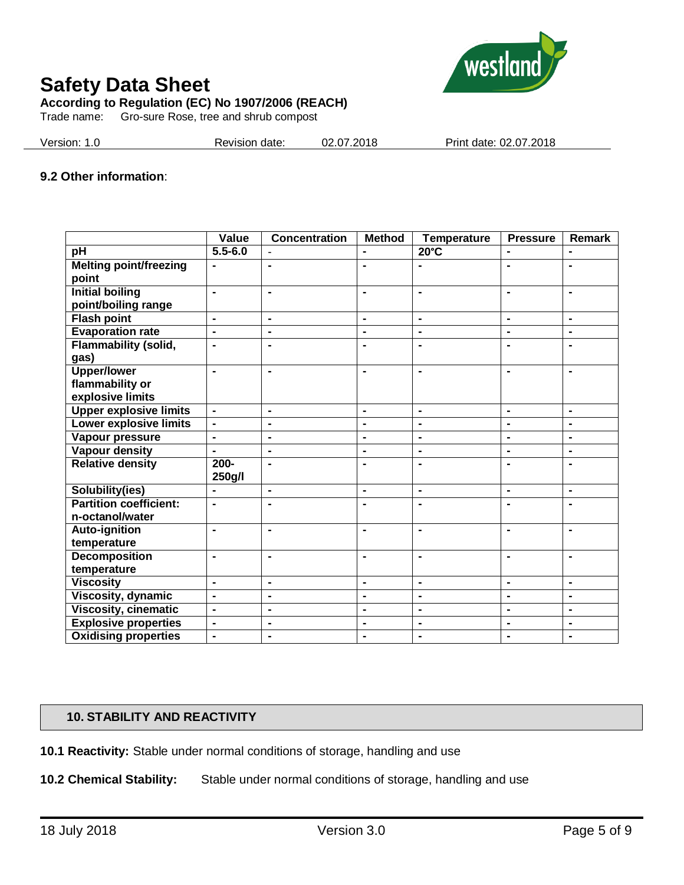### 9.2 Other information:

| | Value | Concentration | Method | Temperature | Pressure | Remark |
|---|---|---|---|---|---|---|
| pH | 5.5-6.0 | - | - | 20°C | - | - |
| Melting point/freezing point | - | - | - | - | - | - |
| Initial boiling point/boiling range | - | - | - | - | - | - |
| Flash point | - | - | - | - | - | - |
| Evaporation rate | - | - | - | - | - | - |
| Flammability (solid, gas) | - | - | - | - | - | - |
| Upper/lower flammability or explosive limits | - | - | - | - | - | - |
| Upper explosive limits | - | - | - | - | - | - |
| Lower explosive limits | - | - | - | - | - | - |
| Vapour pressure | - | - | - | - | - | - |
| Vapour density | - | - | - | - | - | - |
| Relative density | 200-250g/l | - | - | - | - | - |
| Solubility(ies) | - | - | - | - | - | - |
| Partition coefficient: n-octanol/water | - | - | - | - | - | - |
| Auto-ignition temperature | - | - | - | - | - | - |
| Decomposition temperature | - | - | - | - | - | - |
| Viscosity | - | - | - | - | - | - |
| Viscosity, dynamic | - | - | - | - | - | - |
| Viscosity, cinematic | - | - | - | - | - | - |
| Explosive properties | - | - | - | - | - | - |
| Oxidising properties | - | - | - | - | - | - |

## 10. STABILITY AND REACTIVITY

**10.1 Reactivity:** Stable under normal conditions of storage, handling and use

**10.2 Chemical Stability:** Stable under normal conditions of storage, handling and use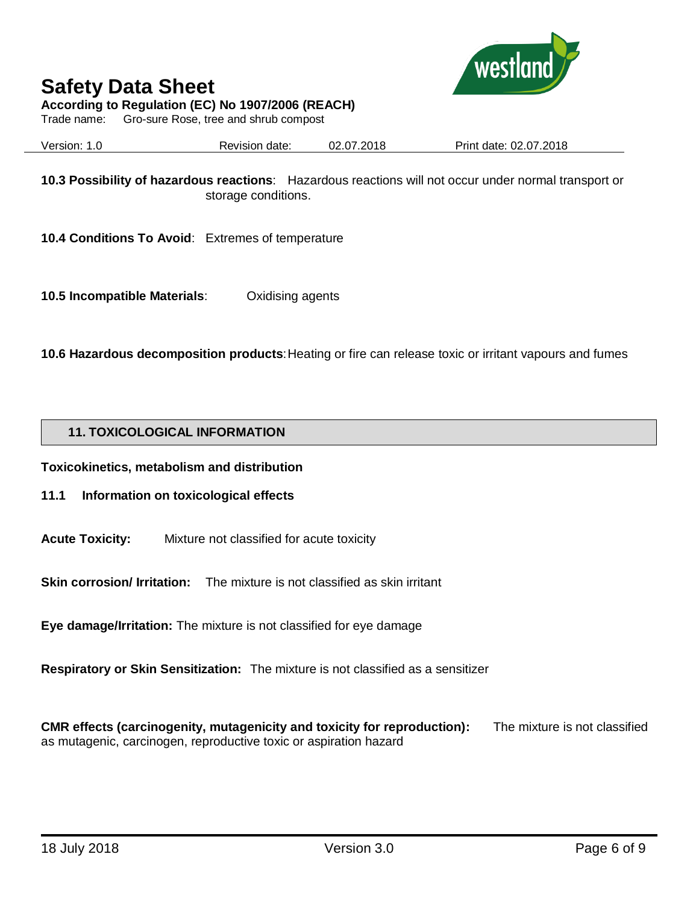**10.3 Possibility of hazardous reactions**: Hazardous reactions will not occur under normal transport or storage conditions.

**10.4 Conditions To Avoid**: Extremes of temperature

**10.5 Incompatible Materials**: Oxidising agents

**10.6 Hazardous decomposition products**: Heating or fire can release toxic or irritant vapours and fumes

## 11. TOXICOLOGICAL INFORMATION

**Toxicokinetics, metabolism and distribution**

**11.1 Information on toxicological effects**

**Acute Toxicity:** Mixture not classified for acute toxicity

**Skin corrosion/ Irritation:** The mixture is not classified as skin irritant

**Eye damage/Irritation:** The mixture is not classified for eye damage

**Respiratory or Skin Sensitization:** The mixture is not classified as a sensitizer

**CMR effects (carcinogenity, mutagenicity and toxicity for reproduction):** The mixture is not classified as mutagenic, carcinogen, reproductive toxic or aspiration hazard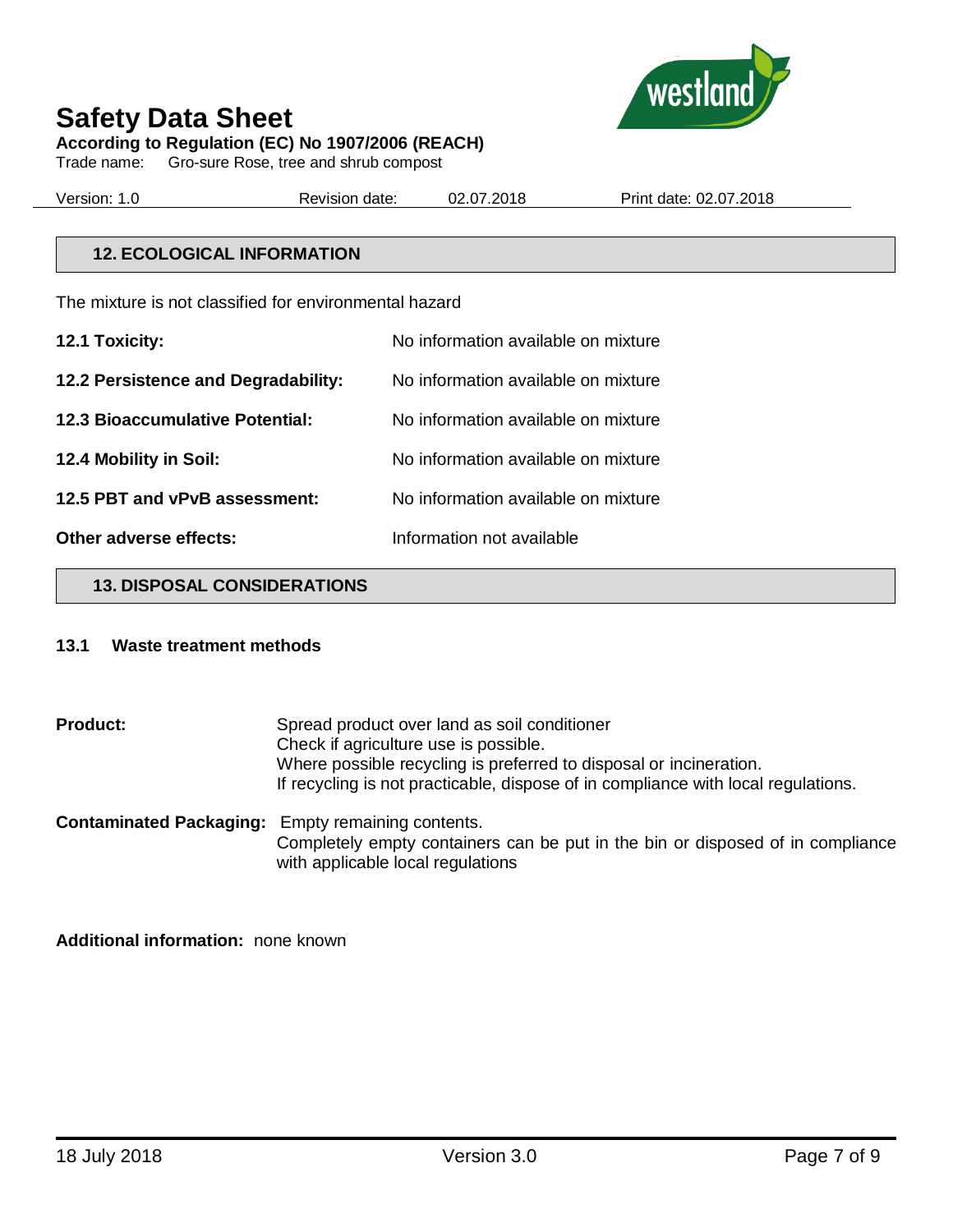## 12. ECOLOGICAL INFORMATION

The mixture is not classified for environmental hazard

| | |
|---|---|
| **12.1 Toxicity:** | No information available on mixture |
| **12.2 Persistence and Degradability:** | No information available on mixture |
| **12.3 Bioaccumulative Potential:** | No information available on mixture |
| **12.4 Mobility in Soil:** | No information available on mixture |
| **12.5 PBT and vPvB assessment:** | No information available on mixture |
| **Other adverse effects:** | Information not available |

## 13. DISPOSAL CONSIDERATIONS

### 13.1 Waste treatment methods

**Product:** Spread product over land as soil conditioner
Check if agriculture use is possible.
Where possible recycling is preferred to disposal or incineration.
If recycling is not practicable, dispose of in compliance with local regulations.

**Contaminated Packaging:** Empty remaining contents.
Completely empty containers can be put in the bin or disposed of in compliance with applicable local regulations

**Additional information:** none known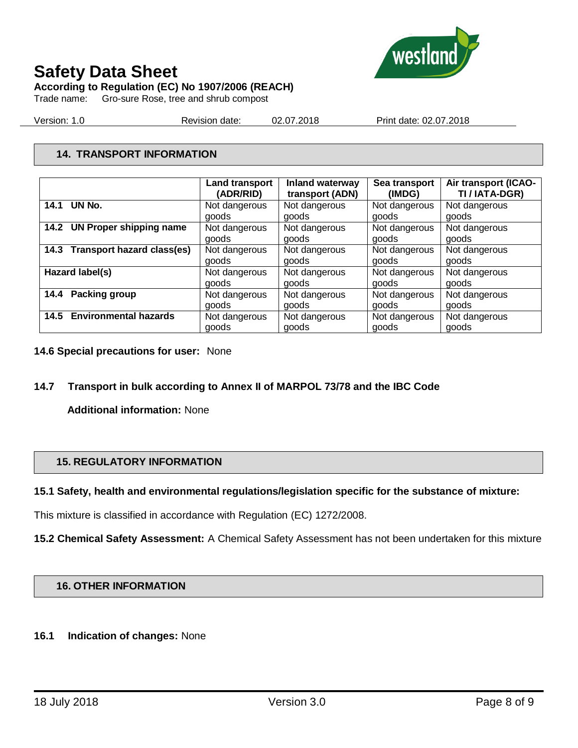## 14. TRANSPORT INFORMATION

| | Land transport (ADR/RID) | Inland waterway transport (ADN) | Sea transport (IMDG) | Air transport (ICAO-TI / IATA-DGR) |
|---|---|---|---|---|
| **14.1 UN No.** | Not dangerous goods | Not dangerous goods | Not dangerous goods | Not dangerous goods |
| **14.2 UN Proper shipping name** | Not dangerous goods | Not dangerous goods | Not dangerous goods | Not dangerous goods |
| **14.3 Transport hazard class(es)** | Not dangerous goods | Not dangerous goods | Not dangerous goods | Not dangerous goods |
| **Hazard label(s)** | Not dangerous goods | Not dangerous goods | Not dangerous goods | Not dangerous goods |
| **14.4 Packing group** | Not dangerous goods | Not dangerous goods | Not dangerous goods | Not dangerous goods |
| **14.5 Environmental hazards** | Not dangerous goods | Not dangerous goods | Not dangerous goods | Not dangerous goods |

**14.6 Special precautions for user:** None

**14.7 Transport in bulk according to Annex II of MARPOL 73/78 and the IBC Code**

**Additional information:** None

## 15. REGULATORY INFORMATION

**15.1 Safety, health and environmental regulations/legislation specific for the substance of mixture:**

This mixture is classified in accordance with Regulation (EC) 1272/2008.

**15.2 Chemical Safety Assessment:** A Chemical Safety Assessment has not been undertaken for this mixture

## 16. OTHER INFORMATION

**16.1 Indication of changes:** None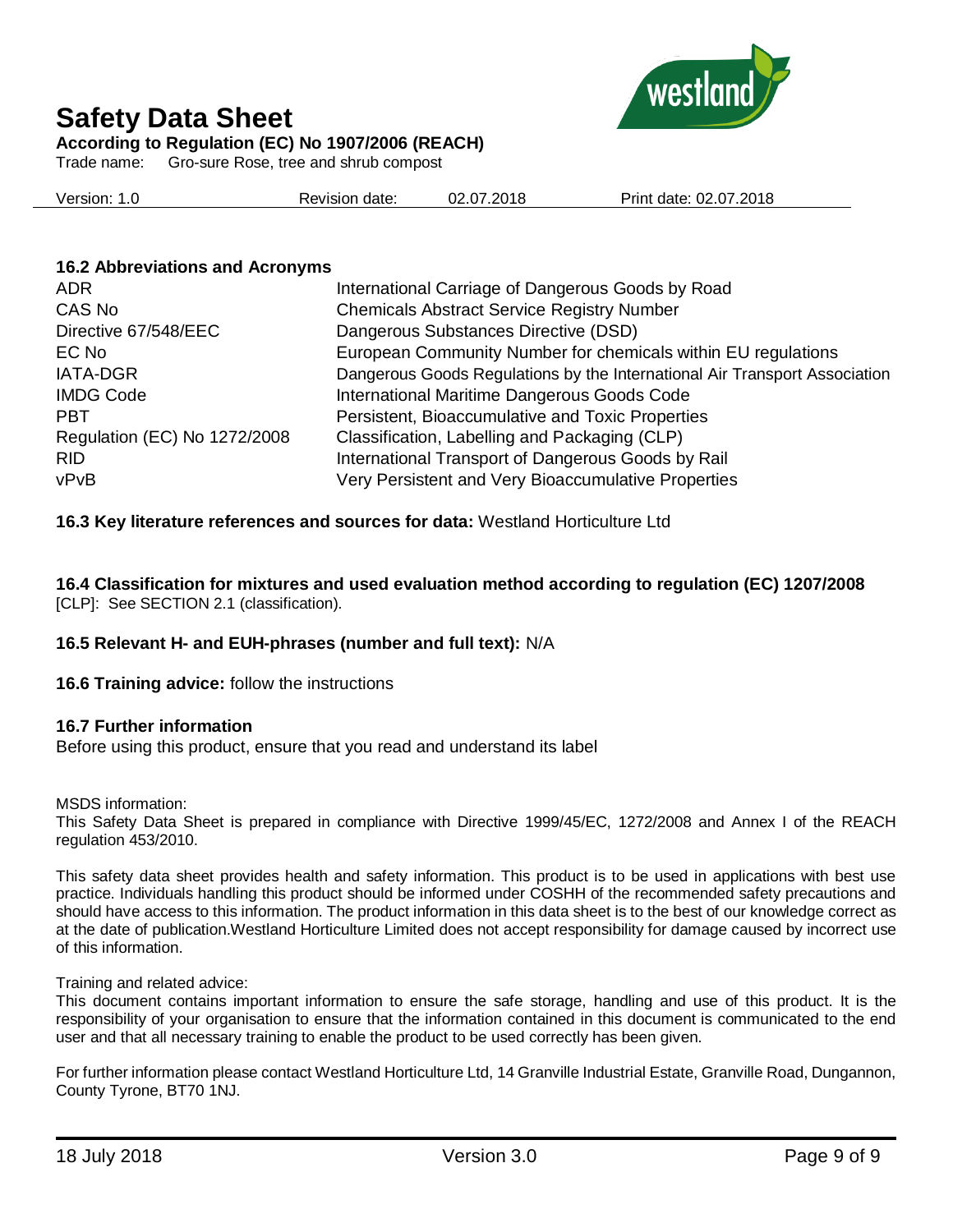### 16.2 Abbreviations and Acronyms

| | |
|---|---|
| ADR | International Carriage of Dangerous Goods by Road |
| CAS No | Chemicals Abstract Service Registry Number |
| Directive 67/548/EEC | Dangerous Substances Directive (DSD) |
| EC No | European Community Number for chemicals within EU regulations |
| IATA-DGR | Dangerous Goods Regulations by the International Air Transport Association |
| IMDG Code | International Maritime Dangerous Goods Code |
| PBT | Persistent, Bioaccumulative and Toxic Properties |
| Regulation (EC) No 1272/2008 | Classification, Labelling and Packaging (CLP) |
| RID | International Transport of Dangerous Goods by Rail |
| vPvB | Very Persistent and Very Bioaccumulative Properties |

**16.3 Key literature references and sources for data:** Westland Horticulture Ltd

**16.4 Classification for mixtures and used evaluation method according to regulation (EC) 1207/2008** [CLP]: See SECTION 2.1 (classification).

**16.5 Relevant H- and EUH-phrases (number and full text):** N/A

**16.6 Training advice:** follow the instructions

### 16.7 Further information

Before using this product, ensure that you read and understand its label

MSDS information:
This Safety Data Sheet is prepared in compliance with Directive 1999/45/EC, 1272/2008 and Annex I of the REACH regulation 453/2010.

This safety data sheet provides health and safety information. This product is to be used in applications with best use practice. Individuals handling this product should be informed under COSHH of the recommended safety precautions and should have access to this information. The product information in this data sheet is to the best of our knowledge correct as at the date of publication.Westland Horticulture Limited does not accept responsibility for damage caused by incorrect use of this information.

Training and related advice:
This document contains important information to ensure the safe storage, handling and use of this product. It is the responsibility of your organisation to ensure that the information contained in this document is communicated to the end user and that all necessary training to enable the product to be used correctly has been given.

For further information please contact Westland Horticulture Ltd, 14 Granville Industrial Estate, Granville Road, Dungannon, County Tyrone, BT70 1NJ.